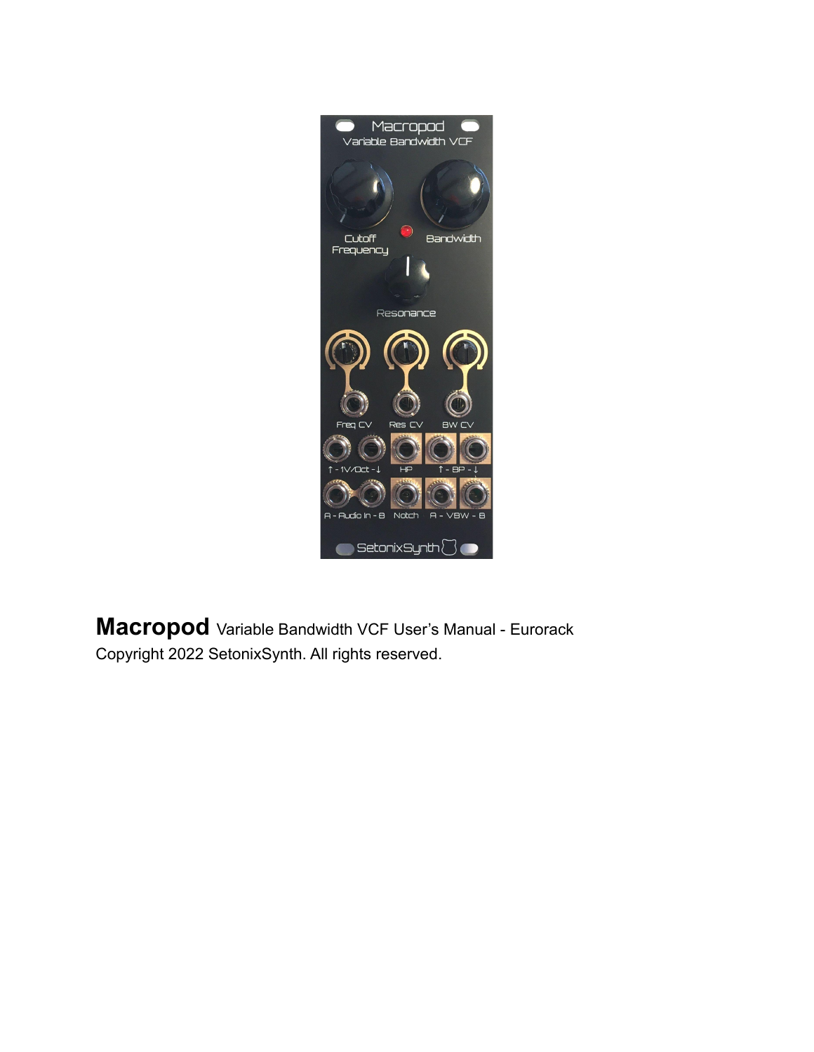**Macropod** Variable Bandwidth VCF User's Manual - Eurorack

Copyright 2022 SetonixSynth. All rights reserved.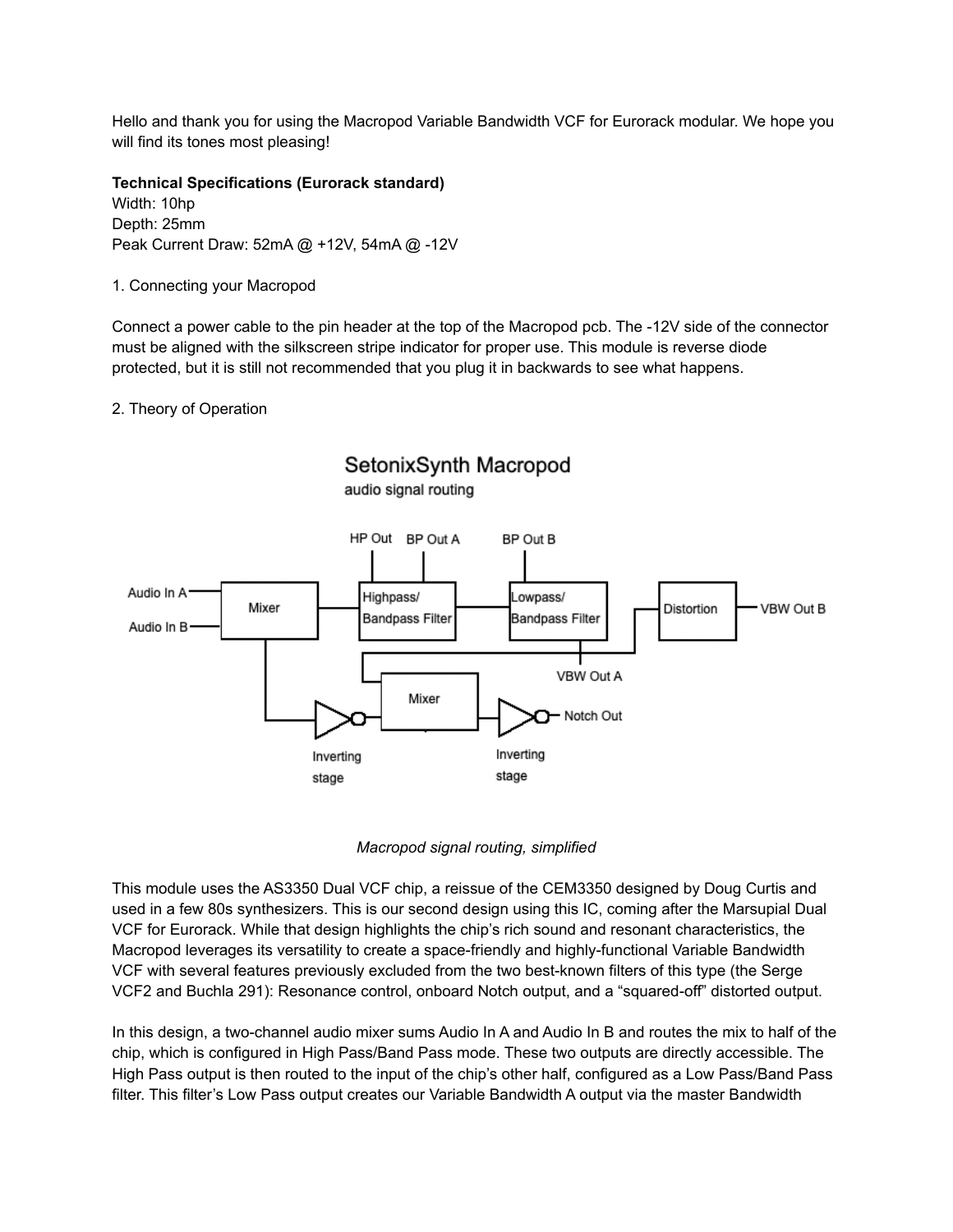Hello and thank you for using the Macropod Variable Bandwidth VCF for Eurorack modular. We hope you will find its tones most pleasing!

**Technical Specifications (Eurorack standard)**
Width: 10hp
Depth: 25mm
Peak Current Draw: 52mA @ +12V, 54mA @ -12V

1. Connecting your Macropod

Connect a power cable to the pin header at the top of the Macropod pcb. The -12V side of the connector must be aligned with the silkscreen stripe indicator for proper use. This module is reverse diode protected, but it is still not recommended that you plug it in backwards to see what happens.

2. Theory of Operation

SetonixSynth Macropod
audio signal routing

Audio In A, Audio In B → Mixer → Highpass/Bandpass Filter (HP Out, BP Out A) → Lowpass/Bandpass Filter (BP Out B) → VBW Out A; Distortion → VBW Out B; Mixer, Inverting stage, Inverting stage → Notch Out

*Macropod signal routing, simplified*

This module uses the AS3350 Dual VCF chip, a reissue of the CEM3350 designed by Doug Curtis and used in a few 80s synthesizers. This is our second design using this IC, coming after the Marsupial Dual VCF for Eurorack. While that design highlights the chip's rich sound and resonant characteristics, the Macropod leverages its versatility to create a space-friendly and highly-functional Variable Bandwidth VCF with several features previously excluded from the two best-known filters of this type (the Serge VCF2 and Buchla 291): Resonance control, onboard Notch output, and a "squared-off" distorted output.

In this design, a two-channel audio mixer sums Audio In A and Audio In B and routes the mix to half of the chip, which is configured in High Pass/Band Pass mode. These two outputs are directly accessible. The High Pass output is then routed to the input of the chip's other half, configured as a Low Pass/Band Pass filter. This filter's Low Pass output creates our Variable Bandwidth A output via the master Bandwidth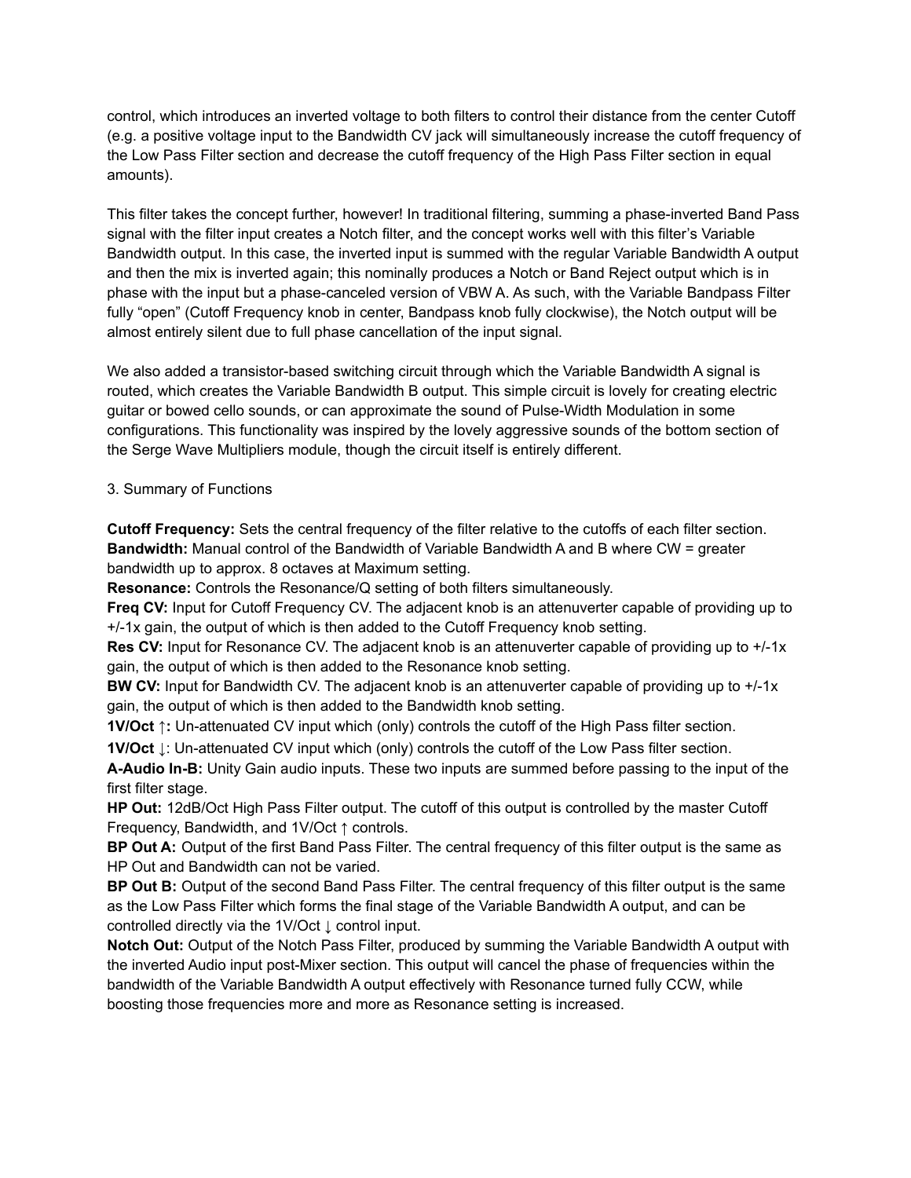control, which introduces an inverted voltage to both filters to control their distance from the center Cutoff (e.g. a positive voltage input to the Bandwidth CV jack will simultaneously increase the cutoff frequency of the Low Pass Filter section and decrease the cutoff frequency of the High Pass Filter section in equal amounts).

This filter takes the concept further, however! In traditional filtering, summing a phase-inverted Band Pass signal with the filter input creates a Notch filter, and the concept works well with this filter's Variable Bandwidth output. In this case, the inverted input is summed with the regular Variable Bandwidth A output and then the mix is inverted again; this nominally produces a Notch or Band Reject output which is in phase with the input but a phase-canceled version of VBW A. As such, with the Variable Bandpass Filter fully "open" (Cutoff Frequency knob in center, Bandpass knob fully clockwise), the Notch output will be almost entirely silent due to full phase cancellation of the input signal.

We also added a transistor-based switching circuit through which the Variable Bandwidth A signal is routed, which creates the Variable Bandwidth B output. This simple circuit is lovely for creating electric guitar or bowed cello sounds, or can approximate the sound of Pulse-Width Modulation in some configurations. This functionality was inspired by the lovely aggressive sounds of the bottom section of the Serge Wave Multipliers module, though the circuit itself is entirely different.

3. Summary of Functions

**Cutoff Frequency:** Sets the central frequency of the filter relative to the cutoffs of each filter section.
**Bandwidth:** Manual control of the Bandwidth of Variable Bandwidth A and B where CW = greater bandwidth up to approx. 8 octaves at Maximum setting.
**Resonance:** Controls the Resonance/Q setting of both filters simultaneously.
**Freq CV:** Input for Cutoff Frequency CV. The adjacent knob is an attenuverter capable of providing up to +/-1x gain, the output of which is then added to the Cutoff Frequency knob setting.
**Res CV:** Input for Resonance CV. The adjacent knob is an attenuverter capable of providing up to +/-1x gain, the output of which is then added to the Resonance knob setting.
**BW CV:** Input for Bandwidth CV. The adjacent knob is an attenuverter capable of providing up to +/-1x gain, the output of which is then added to the Bandwidth knob setting.
**1V/Oct ↑:** Un-attenuated CV input which (only) controls the cutoff of the High Pass filter section.
**1V/Oct ↓**: Un-attenuated CV input which (only) controls the cutoff of the Low Pass filter section.
**A-Audio In-B:** Unity Gain audio inputs. These two inputs are summed before passing to the input of the first filter stage.
**HP Out:** 12dB/Oct High Pass Filter output. The cutoff of this output is controlled by the master Cutoff Frequency, Bandwidth, and 1V/Oct ↑ controls.
**BP Out A:** Output of the first Band Pass Filter. The central frequency of this filter output is the same as HP Out and Bandwidth can not be varied.
**BP Out B:** Output of the second Band Pass Filter. The central frequency of this filter output is the same as the Low Pass Filter which forms the final stage of the Variable Bandwidth A output, and can be controlled directly via the 1V/Oct ↓ control input.
**Notch Out:** Output of the Notch Pass Filter, produced by summing the Variable Bandwidth A output with the inverted Audio input post-Mixer section. This output will cancel the phase of frequencies within the bandwidth of the Variable Bandwidth A output effectively with Resonance turned fully CCW, while boosting those frequencies more and more as Resonance setting is increased.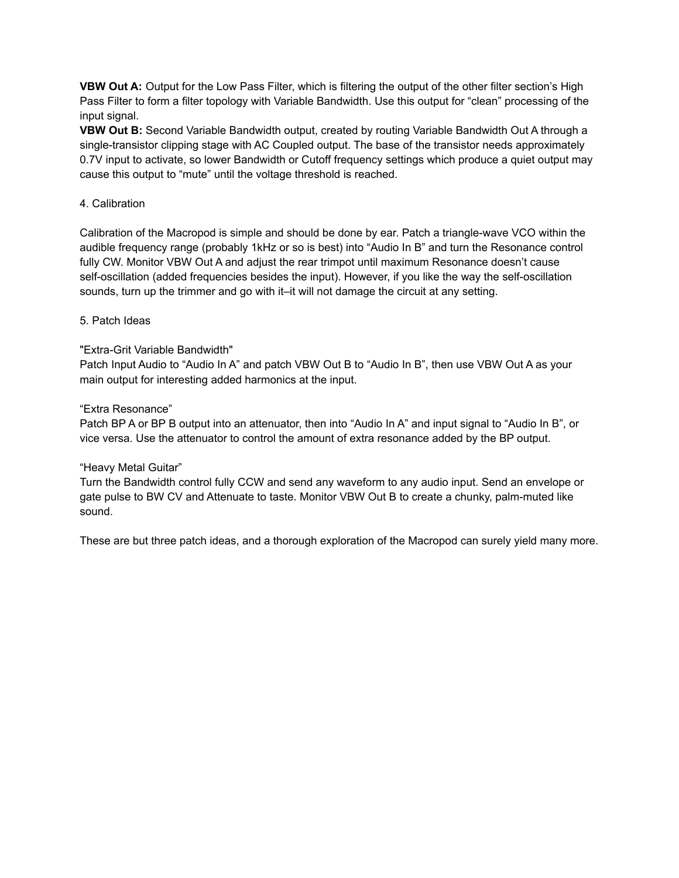**VBW Out A:** Output for the Low Pass Filter, which is filtering the output of the other filter section's High Pass Filter to form a filter topology with Variable Bandwidth. Use this output for "clean" processing of the input signal.

**VBW Out B:** Second Variable Bandwidth output, created by routing Variable Bandwidth Out A through a single-transistor clipping stage with AC Coupled output. The base of the transistor needs approximately 0.7V input to activate, so lower Bandwidth or Cutoff frequency settings which produce a quiet output may cause this output to "mute" until the voltage threshold is reached.

4. Calibration

Calibration of the Macropod is simple and should be done by ear. Patch a triangle-wave VCO within the audible frequency range (probably 1kHz or so is best) into "Audio In B" and turn the Resonance control fully CW. Monitor VBW Out A and adjust the rear trimpot until maximum Resonance doesn't cause self-oscillation (added frequencies besides the input). However, if you like the way the self-oscillation sounds, turn up the trimmer and go with it–it will not damage the circuit at any setting.

5. Patch Ideas

"Extra-Grit Variable Bandwidth"
Patch Input Audio to "Audio In A" and patch VBW Out B to "Audio In B", then use VBW Out A as your main output for interesting added harmonics at the input.

"Extra Resonance"
Patch BP A or BP B output into an attenuator, then into "Audio In A" and input signal to "Audio In B", or vice versa. Use the attenuator to control the amount of extra resonance added by the BP output.

"Heavy Metal Guitar"
Turn the Bandwidth control fully CCW and send any waveform to any audio input. Send an envelope or gate pulse to BW CV and Attenuate to taste. Monitor VBW Out B to create a chunky, palm-muted like sound.

These are but three patch ideas, and a thorough exploration of the Macropod can surely yield many more.